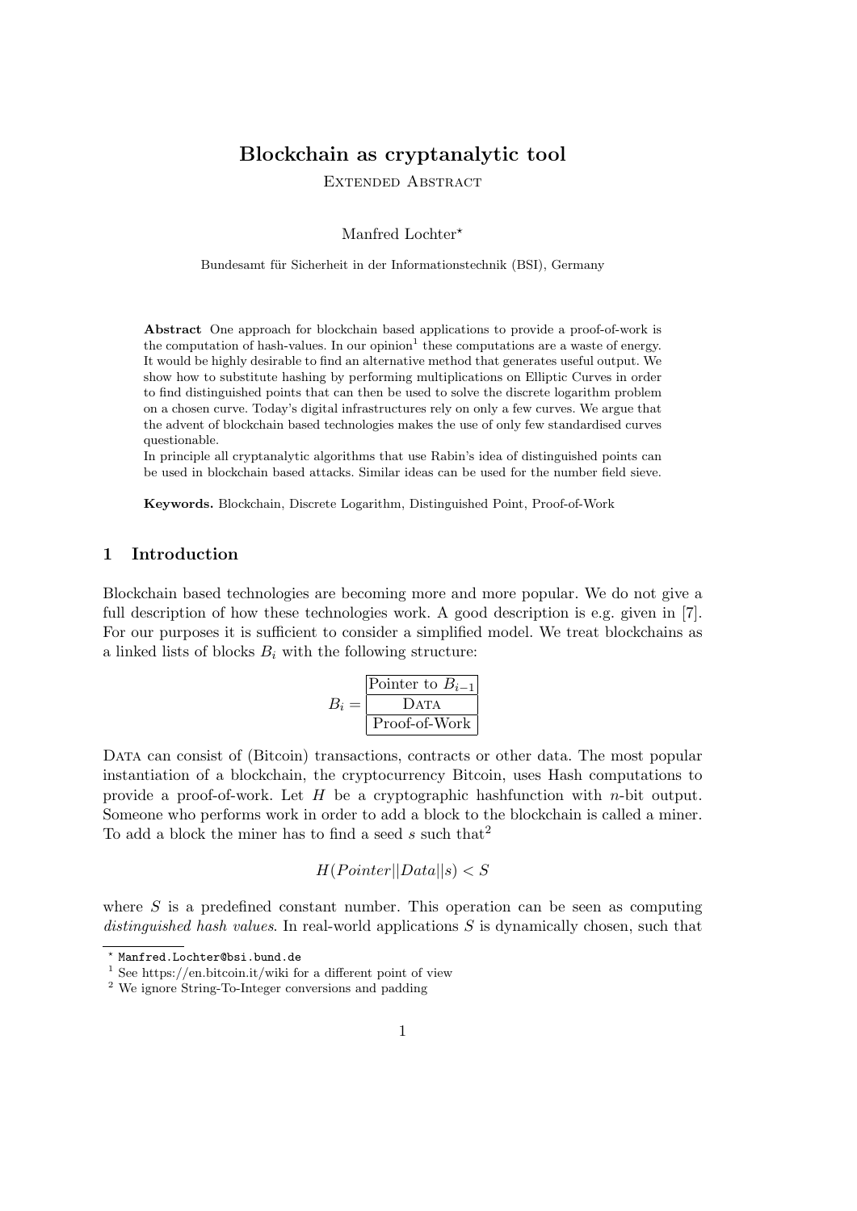# Blockchain as cryptanalytic tool

Extended Abstract

Manfred Lochter*

Bundesamt für Sicherheit in der Informationstechnik (BSI), Germany

**Abstract** One approach for blockchain based applications to provide a proof-of-work is the computation of hash-values. In our opinion[1] these computations are a waste of energy. It would be highly desirable to find an alternative method that generates useful output. We show how to substitute hashing by performing multiplications on Elliptic Curves in order to find distinguished points that can then be used to solve the discrete logarithm problem on a chosen curve. Today's digital infrastructures rely on only a few curves. We argue that the advent of blockchain based technologies makes the use of only few standardised curves questionable.

In principle all cryptanalytic algorithms that use Rabin's idea of distinguished points can be used in blockchain based attacks. Similar ideas can be used for the number field sieve.

**Keywords.** Blockchain, Discrete Logarithm, Distinguished Point, Proof-of-Work

## 1 Introduction

Blockchain based technologies are becoming more and more popular. We do not give a full description of how these technologies work. A good description is e.g. given in [7]. For our purposes it is sufficient to consider a simplified model. We treat blockchains as a linked lists of blocks $B_i$ with the following structure:

$$B_i = \begin{array}{|c|}\hline \text{Pointer to } B_{i-1} \\ \hline \text{DATA} \\ \hline \text{Proof-of-Work} \\ \hline \end{array}$$

Data can consist of (Bitcoin) transactions, contracts or other data. The most popular instantiation of a blockchain, the cryptocurrency Bitcoin, uses Hash computations to provide a proof-of-work. Let $H$ be a cryptographic hashfunction with $n$-bit output. Someone who performs work in order to add a block to the blockchain is called a miner. To add a block the miner has to find a seed $s$ such that[2]

$$H(Pointer||Data||s) < S$$

where $S$ is a predefined constant number. This operation can be seen as computing *distinguished hash values*. In real-world applications $S$ is dynamically chosen, such that

* Manfred.Lochter@bsi.bund.de

[1] See https://en.bitcoin.it/wiki for a different point of view

[2] We ignore String-To-Integer conversions and padding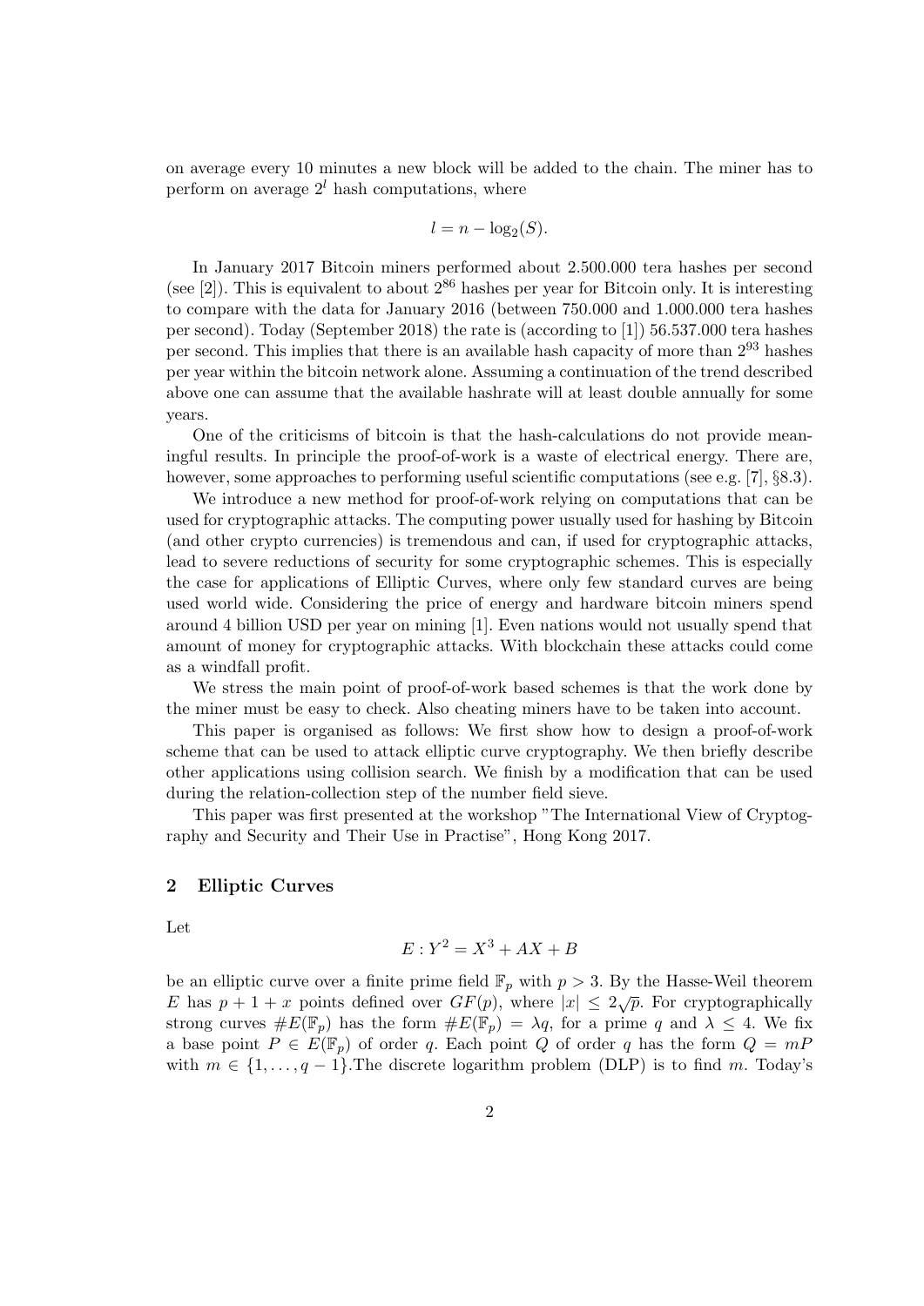on average every 10 minutes a new block will be added to the chain. The miner has to perform on average $2^l$ hash computations, where

$$l = n - \log_2(S).$$

In January 2017 Bitcoin miners performed about 2.500.000 tera hashes per second (see [2]). This is equivalent to about $2^{86}$ hashes per year for Bitcoin only. It is interesting to compare with the data for January 2016 (between 750.000 and 1.000.000 tera hashes per second). Today (September 2018) the rate is (according to [1]) 56.537.000 tera hashes per second. This implies that there is an available hash capacity of more than $2^{93}$ hashes per year within the bitcoin network alone. Assuming a continuation of the trend described above one can assume that the available hashrate will at least double annually for some years.

One of the criticisms of bitcoin is that the hash-calculations do not provide meaningful results. In principle the proof-of-work is a waste of electrical energy. There are, however, some approaches to performing useful scientific computations (see e.g. [7], §8.3).

We introduce a new method for proof-of-work relying on computations that can be used for cryptographic attacks. The computing power usually used for hashing by Bitcoin (and other crypto currencies) is tremendous and can, if used for cryptographic attacks, lead to severe reductions of security for some cryptographic schemes. This is especially the case for applications of Elliptic Curves, where only few standard curves are being used world wide. Considering the price of energy and hardware bitcoin miners spend around 4 billion USD per year on mining [1]. Even nations would not usually spend that amount of money for cryptographic attacks. With blockchain these attacks could come as a windfall profit.

We stress the main point of proof-of-work based schemes is that the work done by the miner must be easy to check. Also cheating miners have to be taken into account.

This paper is organised as follows: We first show how to design a proof-of-work scheme that can be used to attack elliptic curve cryptography. We then briefly describe other applications using collision search. We finish by a modification that can be used during the relation-collection step of the number field sieve.

This paper was first presented at the workshop "The International View of Cryptography and Security and Their Use in Practise", Hong Kong 2017.

## 2 Elliptic Curves

Let

$$E : Y^2 = X^3 + AX + B$$

be an elliptic curve over a finite prime field $\mathbb{F}_p$ with $p > 3$. By the Hasse-Weil theorem $E$ has $p + 1 + x$ points defined over $GF(p)$, where $|x| \leq 2\sqrt{p}$. For cryptographically strong curves $\#E(\mathbb{F}_p)$ has the form $\#E(\mathbb{F}_p) = \lambda q$, for a prime $q$ and $\lambda \leq 4$. We fix a base point $P \in E(\mathbb{F}_p)$ of order $q$. Each point $Q$ of order $q$ has the form $Q = mP$ with $m \in \{1, \ldots, q-1\}$.The discrete logarithm problem (DLP) is to find $m$. Today's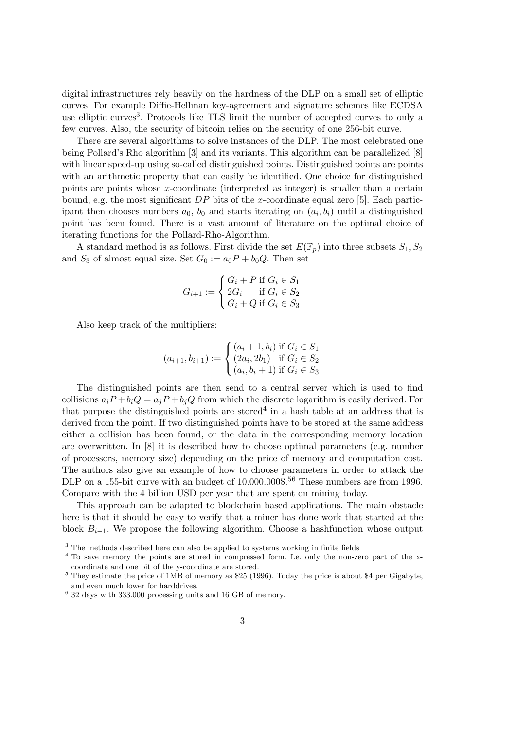digital infrastructures rely heavily on the hardness of the DLP on a small set of elliptic curves. For example Diffie-Hellman key-agreement and signature schemes like ECDSA use elliptic curves[3]. Protocols like TLS limit the number of accepted curves to only a few curves. Also, the security of bitcoin relies on the security of one 256-bit curve.

There are several algorithms to solve instances of the DLP. The most celebrated one being Pollard's Rho algorithm [3] and its variants. This algorithm can be parallelized [8] with linear speed-up using so-called distinguished points. Distinguished points are points with an arithmetic property that can easily be identified. One choice for distinguished points are points whose $x$-coordinate (interpreted as integer) is smaller than a certain bound, e.g. the most significant $DP$ bits of the $x$-coordinate equal zero [5]. Each participant then chooses numbers $a_0$, $b_0$ and starts iterating on $(a_i, b_i)$ until a distinguished point has been found. There is a vast amount of literature on the optimal choice of iterating functions for the Pollard-Rho-Algorithm.

A standard method is as follows. First divide the set $E(\mathbb{F}_p)$ into three subsets $S_1, S_2$ and $S_3$ of almost equal size. Set $G_0 := a_0 P + b_0 Q$. Then set

$$G_{i+1} := \begin{cases} G_i + P \text{ if } G_i \in S_1 \\ 2G_i \quad\;\; \text{if } G_i \in S_2 \\ G_i + Q \text{ if } G_i \in S_3 \end{cases}$$

Also keep track of the multipliers:

$$(a_{i+1}, b_{i+1}) := \begin{cases} (a_i + 1, b_i) \text{ if } G_i \in S_1 \\ (2a_i, 2b_1) \quad \text{if } G_i \in S_2 \\ (a_i, b_i + 1) \text{ if } G_i \in S_3 \end{cases}$$

The distinguished points are then send to a central server which is used to find collisions $a_i P + b_i Q = a_j P + b_j Q$ from which the discrete logarithm is easily derived. For that purpose the distinguished points are stored[4] in a hash table at an address that is derived from the point. If two distinguished points have to be stored at the same address either a collision has been found, or the data in the corresponding memory location are overwritten. In [8] it is described how to choose optimal parameters (e.g. number of processors, memory size) depending on the price of memory and computation cost. The authors also give an example of how to choose parameters in order to attack the DLP on a 155-bit curve with an budget of 10.000.000\$.[5][6] These numbers are from 1996. Compare with the 4 billion USD per year that are spent on mining today.

This approach can be adapted to blockchain based applications. The main obstacle here is that it should be easy to verify that a miner has done work that started at the block $B_{i-1}$. We propose the following algorithm. Choose a hashfunction whose output

[3] The methods described here can also be applied to systems working in finite fields

[4] To save memory the points are stored in compressed form. I.e. only the non-zero part of the x-coordinate and one bit of the y-coordinate are stored.

[5] They estimate the price of 1MB of memory as \$25 (1996). Today the price is about \$4 per Gigabyte, and even much lower for harddrives.

[6] 32 days with 333.000 processing units and 16 GB of memory.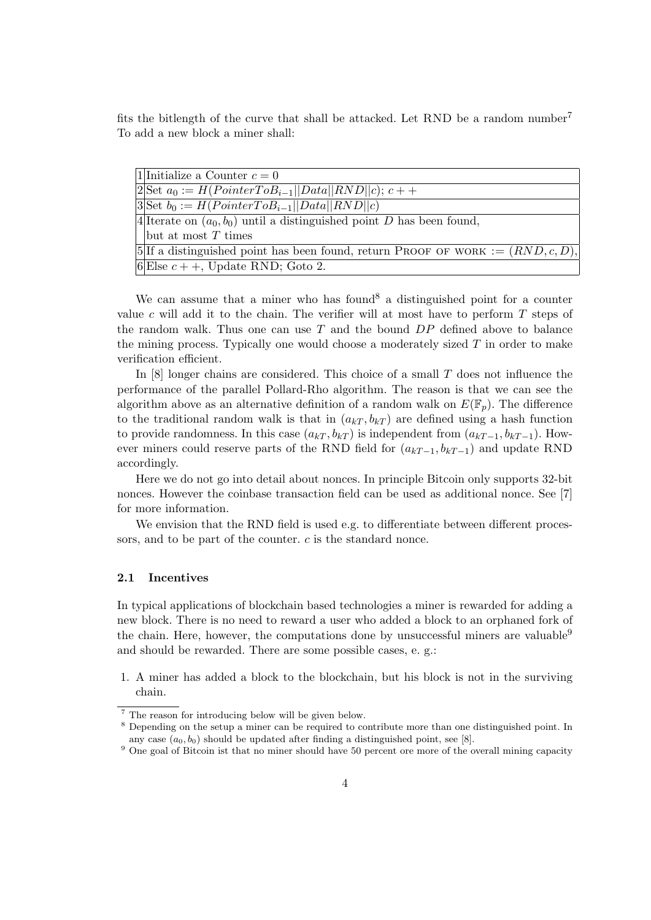fits the bitlength of the curve that shall be attacked. Let RND be a random number[7] To add a new block a miner shall:

| | |
|---|---|
| 1 | Initialize a Counter $c = 0$ |
| 2 | Set $a_0 := H(PointerToB_{i-1}\|\|Data\|\|RND\|\|c)$; $c++$ |
| 3 | Set $b_0 := H(PointerToB_{i-1}\|\|Data\|\|RND\|\|c)$ |
| 4 | Iterate on $(a_0, b_0)$ until a distinguished point $D$ has been found, but at most $T$ times |
| 5 | If a distinguished point has been found, return PROOF OF WORK := $(RND, c, D)$, |
| 6 | Else $c++$, Update RND; Goto 2. |

We can assume that a miner who has found[8] a distinguished point for a counter value $c$ will add it to the chain. The verifier will at most have to perform $T$ steps of the random walk. Thus one can use $T$ and the bound $DP$ defined above to balance the mining process. Typically one would choose a moderately sized $T$ in order to make verification efficient.

In [8] longer chains are considered. This choice of a small $T$ does not influence the performance of the parallel Pollard-Rho algorithm. The reason is that we can see the algorithm above as an alternative definition of a random walk on $E(\mathbb{F}_p)$. The difference to the traditional random walk is that in $(a_{kT}, b_{kT})$ are defined using a hash function to provide randomness. In this case $(a_{kT}, b_{kT})$ is independent from $(a_{kT-1}, b_{kT-1})$. However miners could reserve parts of the RND field for $(a_{kT-1}, b_{kT-1})$ and update RND accordingly.

Here we do not go into detail about nonces. In principle Bitcoin only supports 32-bit nonces. However the coinbase transaction field can be used as additional nonce. See [7] for more information.

We envision that the RND field is used e.g. to differentiate between different processors, and to be part of the counter. $c$ is the standard nonce.

### 2.1 Incentives

In typical applications of blockchain based technologies a miner is rewarded for adding a new block. There is no need to reward a user who added a block to an orphaned fork of the chain. Here, however, the computations done by unsuccessful miners are valuable[9] and should be rewarded. There are some possible cases, e. g.:

1. A miner has added a block to the blockchain, but his block is not in the surviving chain.

---

[7] The reason for introducing below will be given below.

[8] Depending on the setup a miner can be required to contribute more than one distinguished point. In any case $(a_0, b_0)$ should be updated after finding a distinguished point, see [8].

[9] One goal of Bitcoin ist that no miner should have 50 percent ore more of the overall mining capacity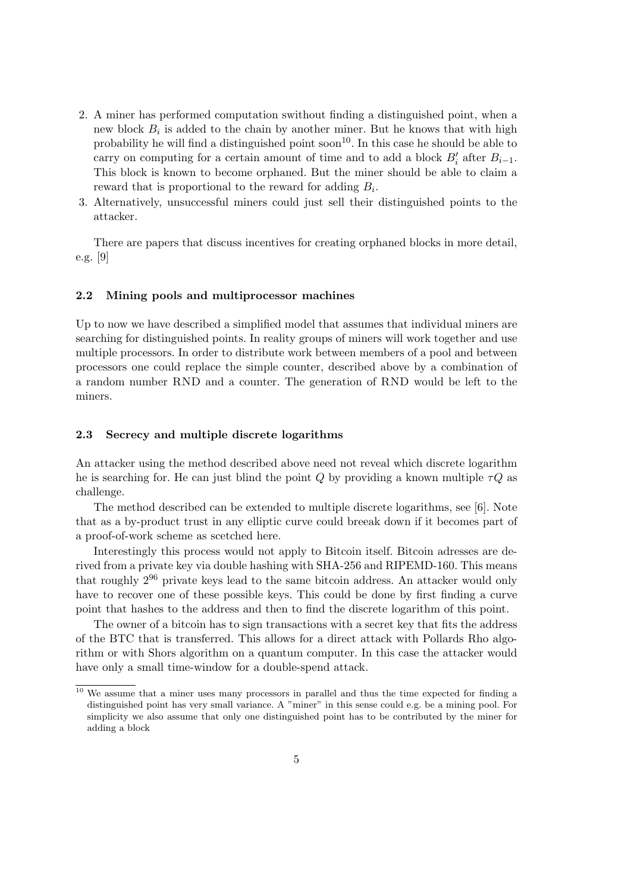2. A miner has performed computation swithout finding a distinguished point, when a new block $B_i$ is added to the chain by another miner. But he knows that with high probability he will find a distinguished point soon[10]. In this case he should be able to carry on computing for a certain amount of time and to add a block $B_i'$ after $B_{i-1}$. This block is known to become orphaned. But the miner should be able to claim a reward that is proportional to the reward for adding $B_i$.
3. Alternatively, unsuccessful miners could just sell their distinguished points to the attacker.

There are papers that discuss incentives for creating orphaned blocks in more detail, e.g. [9]

### 2.2 Mining pools and multiprocessor machines

Up to now we have described a simplified model that assumes that individual miners are searching for distinguished points. In reality groups of miners will work together and use multiple processors. In order to distribute work between members of a pool and between processors one could replace the simple counter, described above by a combination of a random number RND and a counter. The generation of RND would be left to the miners.

### 2.3 Secrecy and multiple discrete logarithms

An attacker using the method described above need not reveal which discrete logarithm he is searching for. He can just blind the point $Q$ by providing a known multiple $\tau Q$ as challenge.

The method described can be extended to multiple discrete logarithms, see [6]. Note that as a by-product trust in any elliptic curve could breeak down if it becomes part of a proof-of-work scheme as scetched here.

Interestingly this process would not apply to Bitcoin itself. Bitcoin adresses are derived from a private key via double hashing with SHA-256 and RIPEMD-160. This means that roughly $2^{96}$ private keys lead to the same bitcoin address. An attacker would only have to recover one of these possible keys. This could be done by first finding a curve point that hashes to the address and then to find the discrete logarithm of this point.

The owner of a bitcoin has to sign transactions with a secret key that fits the address of the BTC that is transferred. This allows for a direct attack with Pollards Rho algorithm or with Shors algorithm on a quantum computer. In this case the attacker would have only a small time-window for a double-spend attack.

[10] We assume that a miner uses many processors in parallel and thus the time expected for finding a distinguished point has very small variance. A "miner" in this sense could e.g. be a mining pool. For simplicity we also assume that only one distinguished point has to be contributed by the miner for adding a block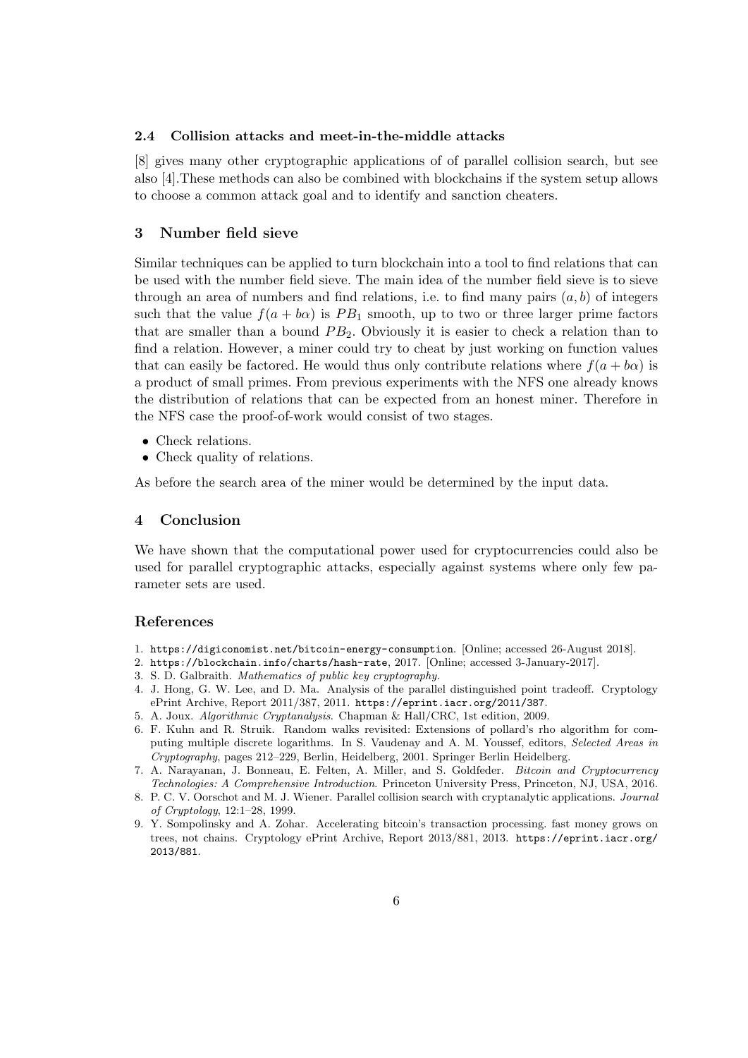### 2.4 Collision attacks and meet-in-the-middle attacks

[8] gives many other cryptographic applications of of parallel collision search, but see also [4].These methods can also be combined with blockchains if the system setup allows to choose a common attack goal and to identify and sanction cheaters.

## 3 Number field sieve

Similar techniques can be applied to turn blockchain into a tool to find relations that can be used with the number field sieve. The main idea of the number field sieve is to sieve through an area of numbers and find relations, i.e. to find many pairs $(a, b)$ of integers such that the value $f(a + b\alpha)$ is $PB_1$ smooth, up to two or three larger prime factors that are smaller than a bound $PB_2$. Obviously it is easier to check a relation than to find a relation. However, a miner could try to cheat by just working on function values that can easily be factored. He would thus only contribute relations where $f(a + b\alpha)$ is a product of small primes. From previous experiments with the NFS one already knows the distribution of relations that can be expected from an honest miner. Therefore in the NFS case the proof-of-work would consist of two stages.

- Check relations.
- Check quality of relations.

As before the search area of the miner would be determined by the input data.

## 4 Conclusion

We have shown that the computational power used for cryptocurrencies could also be used for parallel cryptographic attacks, especially against systems where only few parameter sets are used.

## References

1. https://digiconomist.net/bitcoin-energy-consumption. [Online; accessed 26-August 2018].
2. https://blockchain.info/charts/hash-rate, 2017. [Online; accessed 3-January-2017].
3. S. D. Galbraith. *Mathematics of public key cryptography.*
4. J. Hong, G. W. Lee, and D. Ma. Analysis of the parallel distinguished point tradeoff. Cryptology ePrint Archive, Report 2011/387, 2011. https://eprint.iacr.org/2011/387.
5. A. Joux. *Algorithmic Cryptanalysis*. Chapman & Hall/CRC, 1st edition, 2009.
6. F. Kuhn and R. Struik. Random walks revisited: Extensions of pollard's rho algorithm for computing multiple discrete logarithms. In S. Vaudenay and A. M. Youssef, editors, *Selected Areas in Cryptography*, pages 212–229, Berlin, Heidelberg, 2001. Springer Berlin Heidelberg.
7. A. Narayanan, J. Bonneau, E. Felten, A. Miller, and S. Goldfeder. *Bitcoin and Cryptocurrency Technologies: A Comprehensive Introduction*. Princeton University Press, Princeton, NJ, USA, 2016.
8. P. C. V. Oorschot and M. J. Wiener. Parallel collision search with cryptanalytic applications. *Journal of Cryptology*, 12:1–28, 1999.
9. Y. Sompolinsky and A. Zohar. Accelerating bitcoin's transaction processing. fast money grows on trees, not chains. Cryptology ePrint Archive, Report 2013/881, 2013. https://eprint.iacr.org/2013/881.